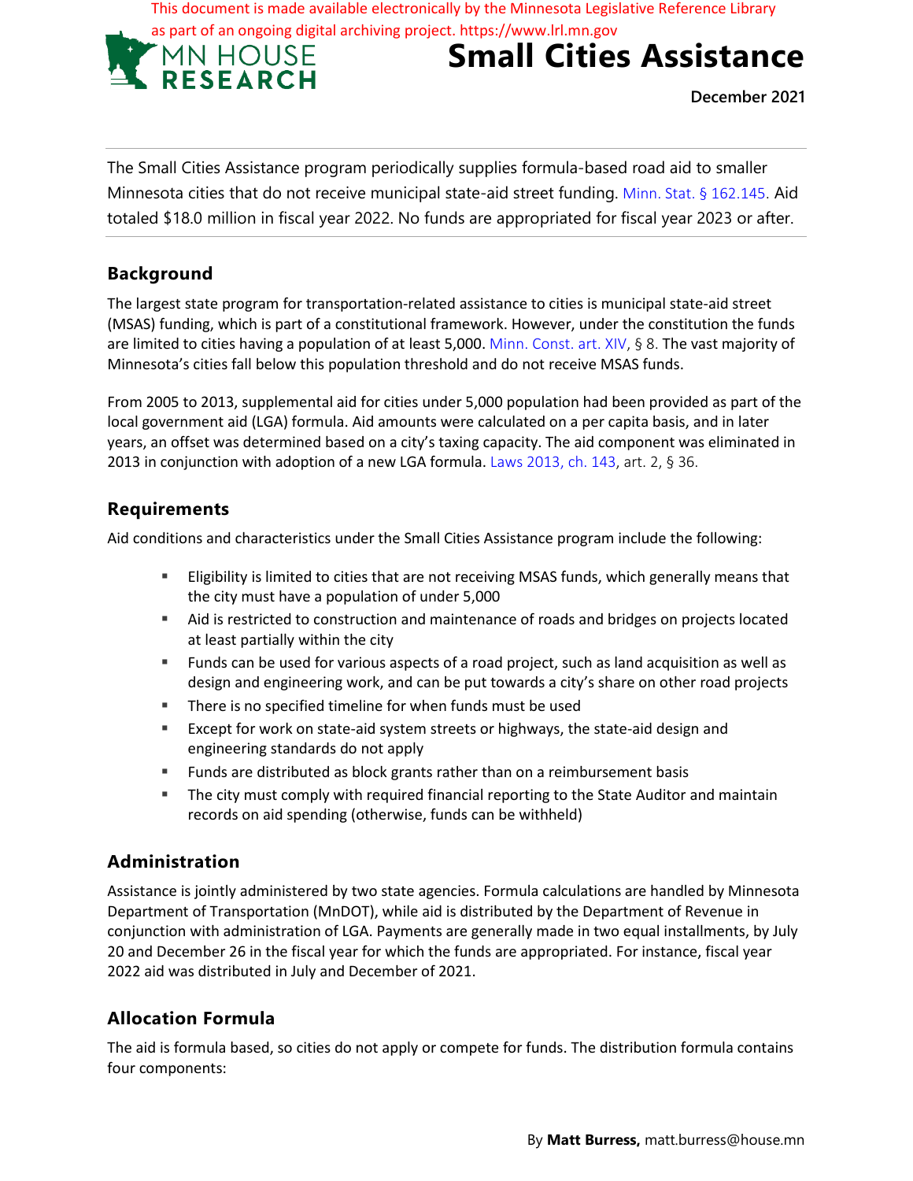This document is made available electronically by the Minnesota Legislative Reference Library as part of an ongoing digital archiving project. https://www.lrl.mn.gov

MN HOUSE RESEARCH

# Small Cities Assistance

**December 2021**

The Small Cities Assistance program periodically supplies formula-based road aid to smaller Minnesota cities that do not receive municipal state-aid street funding. Minn. Stat. § 162.145. Aid totaled $18.0 million in fiscal year 2022. No funds are appropriated for fiscal year 2023 or after.

## Background

The largest state program for transportation-related assistance to cities is municipal state-aid street (MSAS) funding, which is part of a constitutional framework. However, under the constitution the funds are limited to cities having a population of at least 5,000. Minn. Const. art. XIV, § 8. The vast majority of Minnesota's cities fall below this population threshold and do not receive MSAS funds.

From 2005 to 2013, supplemental aid for cities under 5,000 population had been provided as part of the local government aid (LGA) formula. Aid amounts were calculated on a per capita basis, and in later years, an offset was determined based on a city's taxing capacity. The aid component was eliminated in 2013 in conjunction with adoption of a new LGA formula. Laws 2013, ch. 143, art. 2, § 36.

## Requirements

Aid conditions and characteristics under the Small Cities Assistance program include the following:

- Eligibility is limited to cities that are not receiving MSAS funds, which generally means that the city must have a population of under 5,000
- Aid is restricted to construction and maintenance of roads and bridges on projects located at least partially within the city
- Funds can be used for various aspects of a road project, such as land acquisition as well as design and engineering work, and can be put towards a city's share on other road projects
- There is no specified timeline for when funds must be used
- Except for work on state-aid system streets or highways, the state-aid design and engineering standards do not apply
- Funds are distributed as block grants rather than on a reimbursement basis
- The city must comply with required financial reporting to the State Auditor and maintain records on aid spending (otherwise, funds can be withheld)

## Administration

Assistance is jointly administered by two state agencies. Formula calculations are handled by Minnesota Department of Transportation (MnDOT), while aid is distributed by the Department of Revenue in conjunction with administration of LGA. Payments are generally made in two equal installments, by July 20 and December 26 in the fiscal year for which the funds are appropriated. For instance, fiscal year 2022 aid was distributed in July and December of 2021.

## Allocation Formula

The aid is formula based, so cities do not apply or compete for funds. The distribution formula contains four components:

By **Matt Burress,** matt.burress@house.mn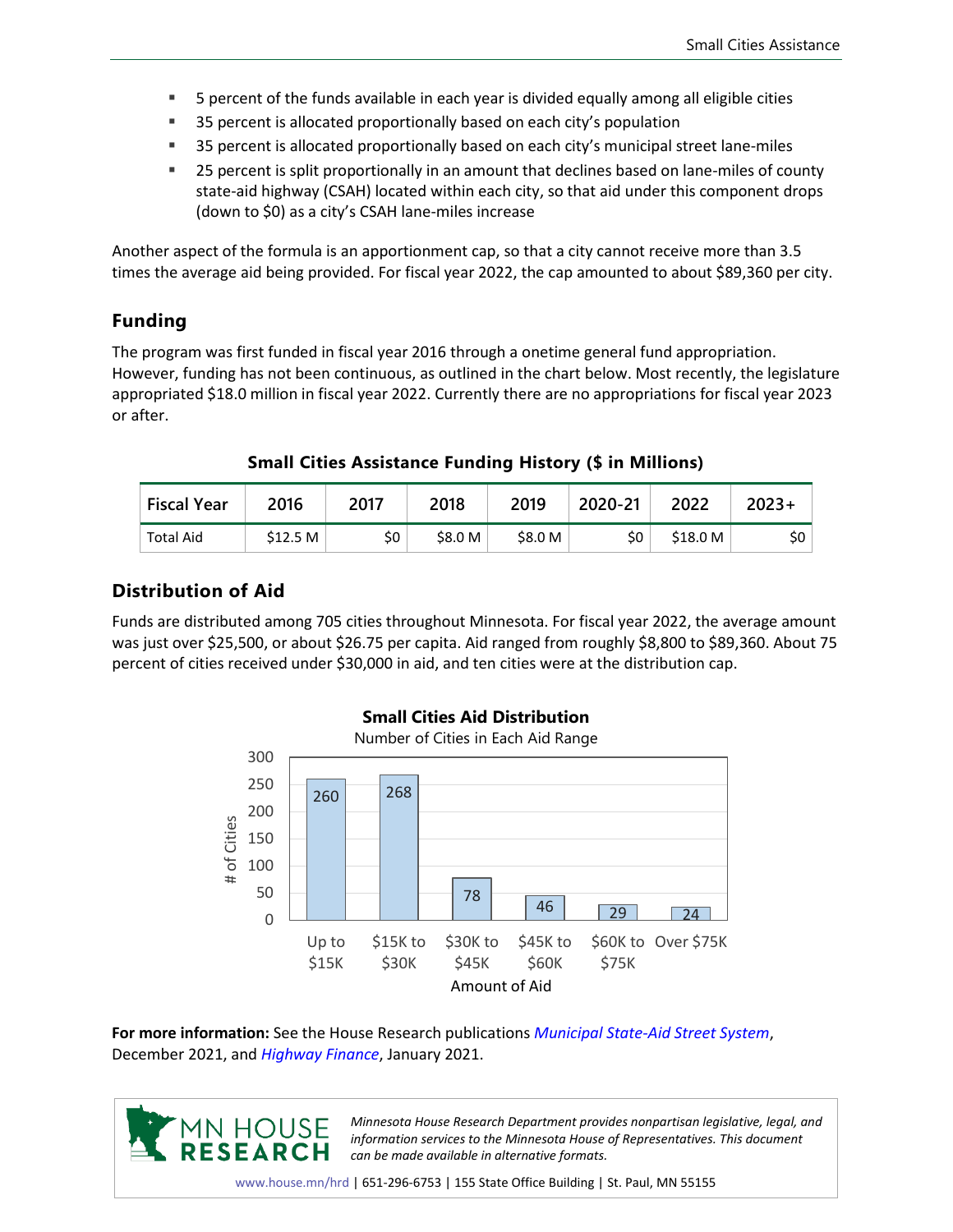- 5 percent of the funds available in each year is divided equally among all eligible cities
- 35 percent is allocated proportionally based on each city's population
- 35 percent is allocated proportionally based on each city's municipal street lane-miles
- 25 percent is split proportionally in an amount that declines based on lane-miles of county state-aid highway (CSAH) located within each city, so that aid under this component drops (down to $0) as a city's CSAH lane-miles increase

Another aspect of the formula is an apportionment cap, so that a city cannot receive more than 3.5 times the average aid being provided. For fiscal year 2022, the cap amounted to about $89,360 per city.

## Funding

The program was first funded in fiscal year 2016 through a onetime general fund appropriation. However, funding has not been continuous, as outlined in the chart below. Most recently, the legislature appropriated $18.0 million in fiscal year 2022. Currently there are no appropriations for fiscal year 2023 or after.

**Small Cities Assistance Funding History ($ in Millions)**

| Fiscal Year | 2016 | 2017 | 2018 | 2019 | 2020-21 | 2022 | 2023+ |
|---|---|---|---|---|---|---|---|
| Total Aid | $12.5 M | $0 | $8.0 M | $8.0 M | $0 | $18.0 M | $0 |

## Distribution of Aid

Funds are distributed among 705 cities throughout Minnesota. For fiscal year 2022, the average amount was just over $25,500, or about $26.75 per capita. Aid ranged from roughly $8,800 to $89,360. About 75 percent of cities received under $30,000 in aid, and ten cities were at the distribution cap.

**Small Cities Aid Distribution**

Number of Cities in Each Aid Range

# of Cities

300
250
200
150
100
50
0

260
268
78
46
29
24

Up to $15K
$15K to $30K
$30K to $45K
$45K to $60K
$60K to $75K
Over $75K

Amount of Aid

**For more information:** See the House Research publications *Municipal State-Aid Street System*, December 2021, and *Highway Finance*, January 2021.

MN HOUSE RESEARCH

*Minnesota House Research Department provides nonpartisan legislative, legal, and information services to the Minnesota House of Representatives. This document can be made available in alternative formats.*

www.house.mn/hrd | 651-296-6753 | 155 State Office Building | St. Paul, MN 55155